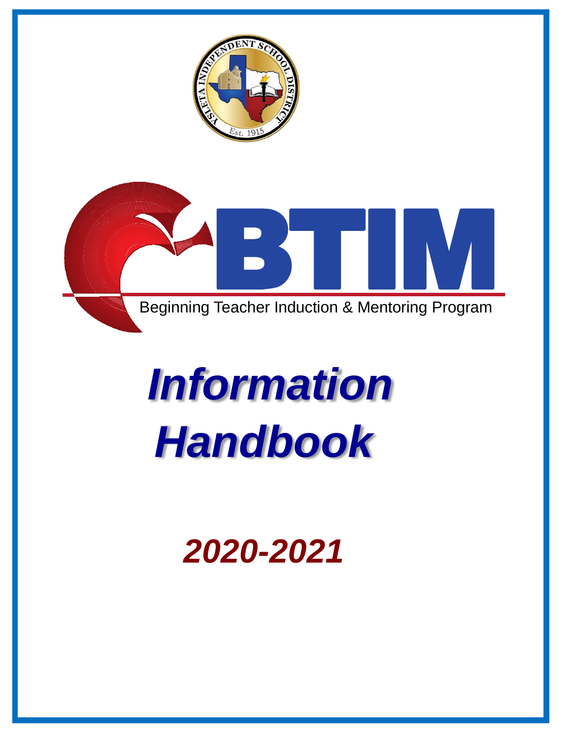# BTIM

Beginning Teacher Induction & Mentoring Program

# *Information Handbook*

## *2020-2021*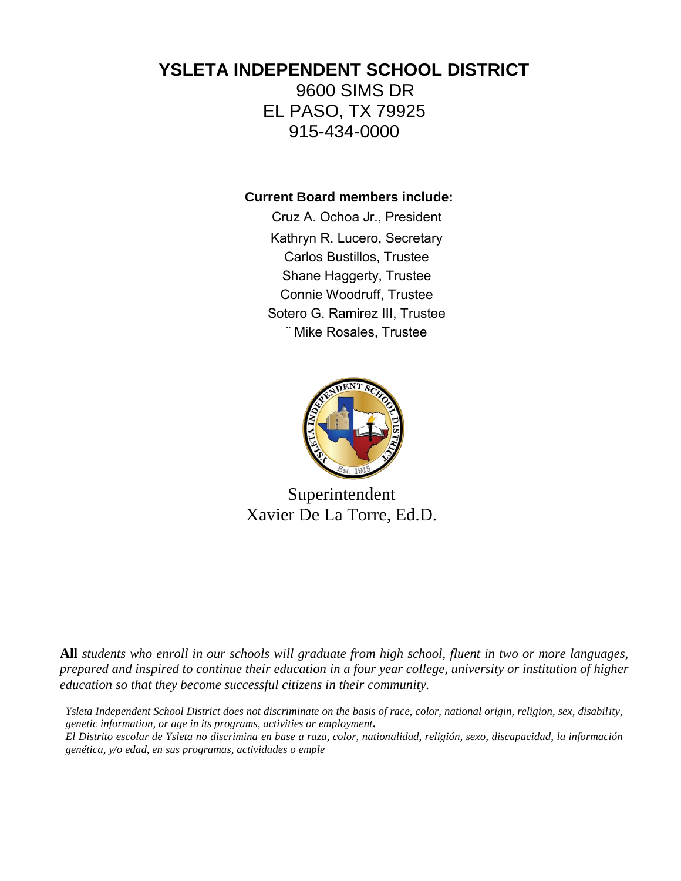# YSLETA INDEPENDENT SCHOOL DISTRICT

9600 SIMS DR
EL PASO, TX 79925
915-434-0000

**Current Board members include:**

Cruz A. Ochoa Jr., President
Kathryn R. Lucero, Secretary
Carlos Bustillos, Trustee
Shane Haggerty, Trustee
Connie Woodruff, Trustee
Sotero G. Ramirez III, Trustee
¨ Mike Rosales, Trustee

Superintendent
Xavier De La Torre, Ed.D.

**All** *students who enroll in our schools will graduate from high school, fluent in two or more languages, prepared and inspired to continue their education in a four year college, university or institution of higher education so that they become successful citizens in their community.*

*Ysleta Independent School District does not discriminate on the basis of race, color, national origin, religion, sex, disability, genetic information, or age in its programs, activities or employment.*
*El Distrito escolar de Ysleta no discrimina en base a raza, color, nationalidad, religión, sexo, discapacidad, la información genética, y/o edad, en sus programas, actividades o emple*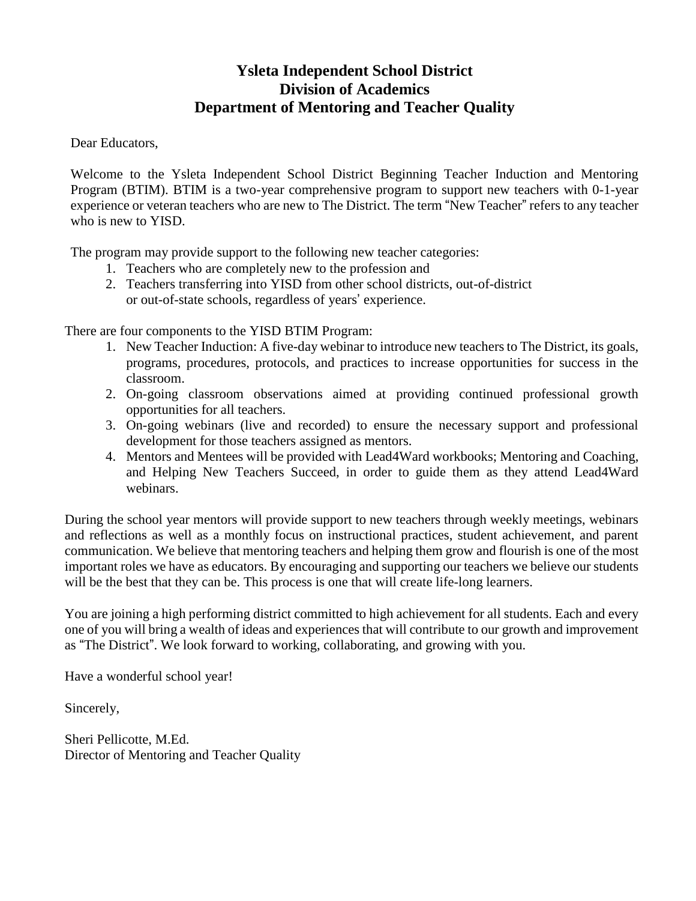# Ysleta Independent School District
## Division of Academics
## Department of Mentoring and Teacher Quality

Dear Educators,

Welcome to the Ysleta Independent School District Beginning Teacher Induction and Mentoring Program (BTIM). BTIM is a two-year comprehensive program to support new teachers with 0-1-year experience or veteran teachers who are new to The District. The term "New Teacher" refers to any teacher who is new to YISD.

The program may provide support to the following new teacher categories:

1. Teachers who are completely new to the profession and
2. Teachers transferring into YISD from other school districts, out-of-district or out-of-state schools, regardless of years' experience.

There are four components to the YISD BTIM Program:

1. New Teacher Induction: A five-day webinar to introduce new teachers to The District, its goals, programs, procedures, protocols, and practices to increase opportunities for success in the classroom.
2. On-going classroom observations aimed at providing continued professional growth opportunities for all teachers.
3. On-going webinars (live and recorded) to ensure the necessary support and professional development for those teachers assigned as mentors.
4. Mentors and Mentees will be provided with Lead4Ward workbooks; Mentoring and Coaching, and Helping New Teachers Succeed, in order to guide them as they attend Lead4Ward webinars.

During the school year mentors will provide support to new teachers through weekly meetings, webinars and reflections as well as a monthly focus on instructional practices, student achievement, and parent communication. We believe that mentoring teachers and helping them grow and flourish is one of the most important roles we have as educators. By encouraging and supporting our teachers we believe our students will be the best that they can be. This process is one that will create life-long learners.

You are joining a high performing district committed to high achievement for all students. Each and every one of you will bring a wealth of ideas and experiences that will contribute to our growth and improvement as "The District". We look forward to working, collaborating, and growing with you.

Have a wonderful school year!

Sincerely,

Sheri Pellicotte, M.Ed.
Director of Mentoring and Teacher Quality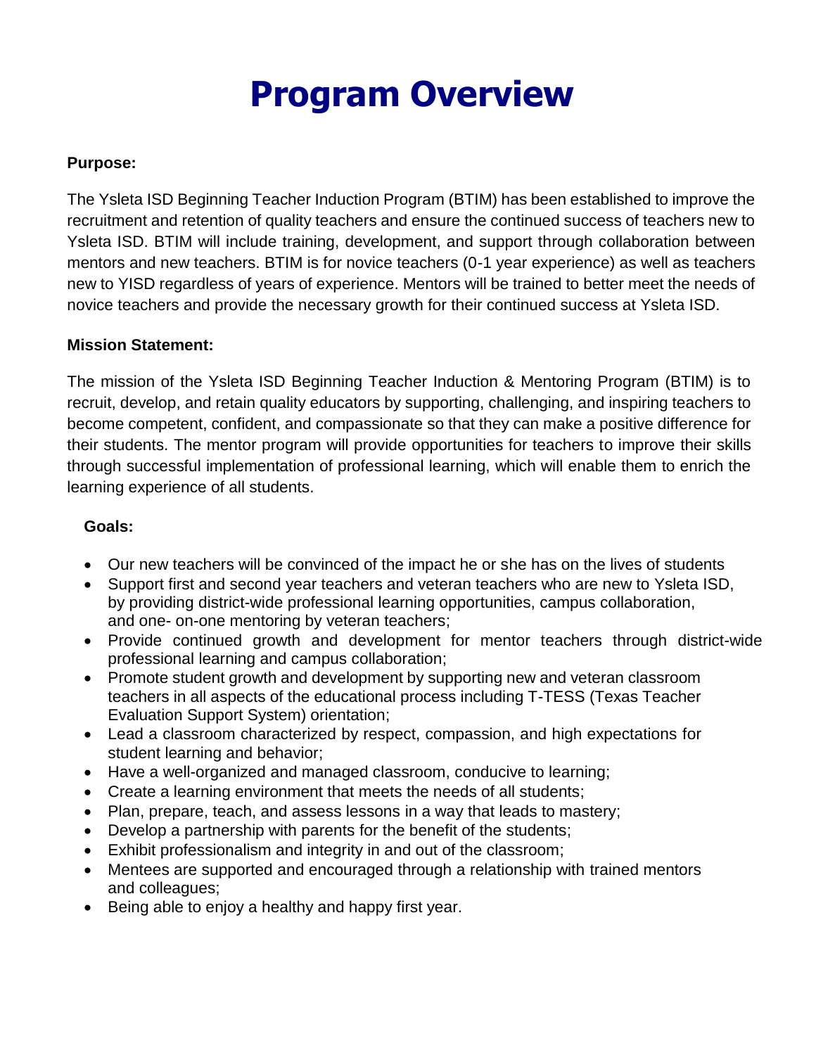# Program Overview

**Purpose:**

The Ysleta ISD Beginning Teacher Induction Program (BTIM) has been established to improve the recruitment and retention of quality teachers and ensure the continued success of teachers new to Ysleta ISD. BTIM will include training, development, and support through collaboration between mentors and new teachers. BTIM is for novice teachers (0-1 year experience) as well as teachers new to YISD regardless of years of experience. Mentors will be trained to better meet the needs of novice teachers and provide the necessary growth for their continued success at Ysleta ISD.

**Mission Statement:**

The mission of the Ysleta ISD Beginning Teacher Induction & Mentoring Program (BTIM) is to recruit, develop, and retain quality educators by supporting, challenging, and inspiring teachers to become competent, confident, and compassionate so that they can make a positive difference for their students. The mentor program will provide opportunities for teachers to improve their skills through successful implementation of professional learning, which will enable them to enrich the learning experience of all students.

**Goals:**

- Our new teachers will be convinced of the impact he or she has on the lives of students
- Support first and second year teachers and veteran teachers who are new to Ysleta ISD, by providing district-wide professional learning opportunities, campus collaboration, and one- on-one mentoring by veteran teachers;
- Provide continued growth and development for mentor teachers through district-wide professional learning and campus collaboration;
- Promote student growth and development by supporting new and veteran classroom teachers in all aspects of the educational process including T-TESS (Texas Teacher Evaluation Support System) orientation;
- Lead a classroom characterized by respect, compassion, and high expectations for student learning and behavior;
- Have a well-organized and managed classroom, conducive to learning;
- Create a learning environment that meets the needs of all students;
- Plan, prepare, teach, and assess lessons in a way that leads to mastery;
- Develop a partnership with parents for the benefit of the students;
- Exhibit professionalism and integrity in and out of the classroom;
- Mentees are supported and encouraged through a relationship with trained mentors and colleagues;
- Being able to enjoy a healthy and happy first year.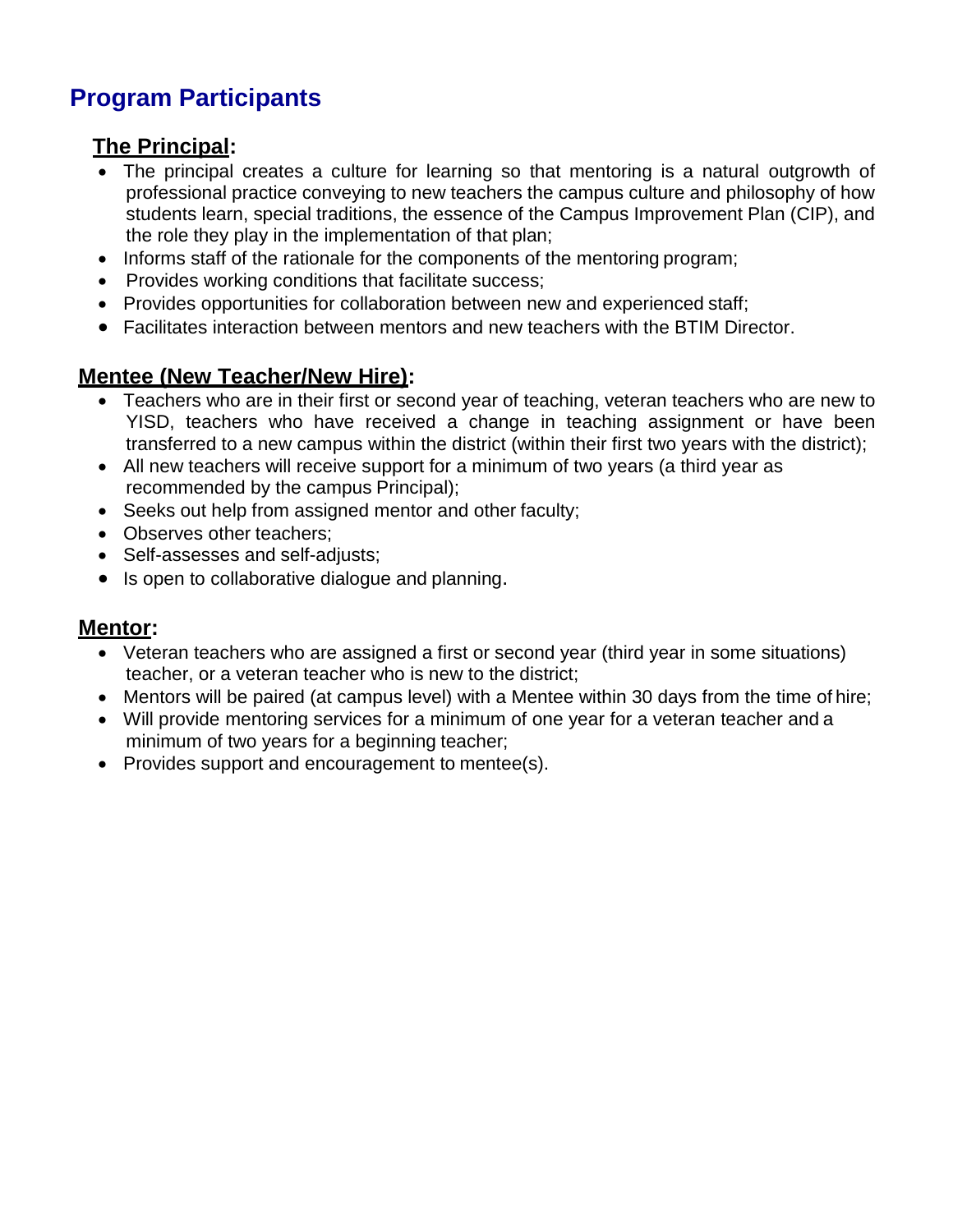## Program Participants

### The Principal:

- The principal creates a culture for learning so that mentoring is a natural outgrowth of professional practice conveying to new teachers the campus culture and philosophy of how students learn, special traditions, the essence of the Campus Improvement Plan (CIP), and the role they play in the implementation of that plan;
- Informs staff of the rationale for the components of the mentoring program;
- Provides working conditions that facilitate success;
- Provides opportunities for collaboration between new and experienced staff;
- Facilitates interaction between mentors and new teachers with the BTIM Director.

### Mentee (New Teacher/New Hire):

- Teachers who are in their first or second year of teaching, veteran teachers who are new to YISD, teachers who have received a change in teaching assignment or have been transferred to a new campus within the district (within their first two years with the district);
- All new teachers will receive support for a minimum of two years (a third year as recommended by the campus Principal);
- Seeks out help from assigned mentor and other faculty;
- Observes other teachers;
- Self-assesses and self-adjusts;
- Is open to collaborative dialogue and planning.

### Mentor:

- Veteran teachers who are assigned a first or second year (third year in some situations) teacher, or a veteran teacher who is new to the district;
- Mentors will be paired (at campus level) with a Mentee within 30 days from the time of hire;
- Will provide mentoring services for a minimum of one year for a veteran teacher and a minimum of two years for a beginning teacher;
- Provides support and encouragement to mentee(s).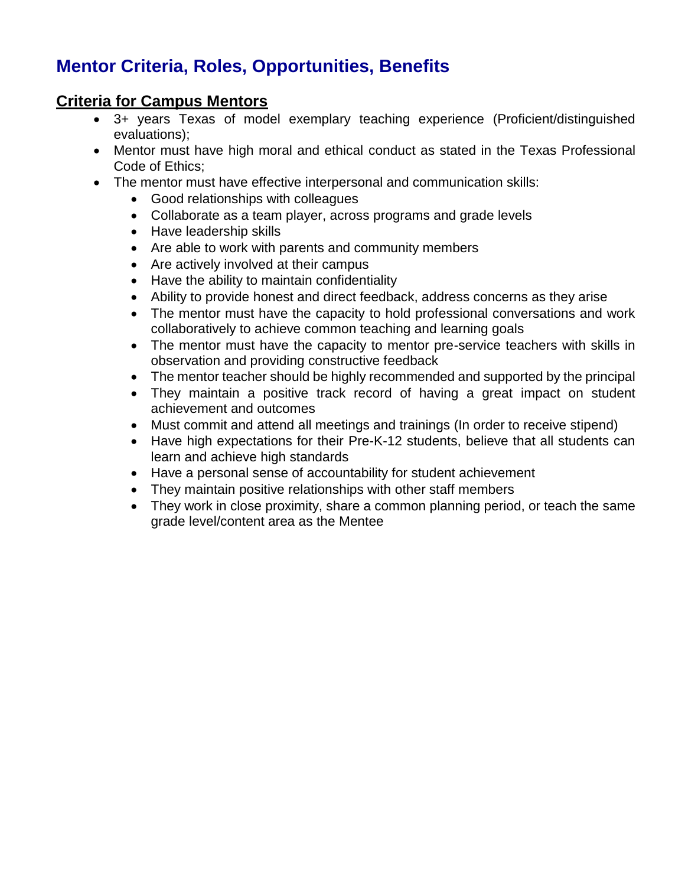# Mentor Criteria, Roles, Opportunities, Benefits

## Criteria for Campus Mentors

- 3+ years Texas of model exemplary teaching experience (Proficient/distinguished evaluations);
- Mentor must have high moral and ethical conduct as stated in the Texas Professional Code of Ethics;
- The mentor must have effective interpersonal and communication skills:
  - Good relationships with colleagues
  - Collaborate as a team player, across programs and grade levels
  - Have leadership skills
  - Are able to work with parents and community members
  - Are actively involved at their campus
  - Have the ability to maintain confidentiality
  - Ability to provide honest and direct feedback, address concerns as they arise
  - The mentor must have the capacity to hold professional conversations and work collaboratively to achieve common teaching and learning goals
  - The mentor must have the capacity to mentor pre-service teachers with skills in observation and providing constructive feedback
  - The mentor teacher should be highly recommended and supported by the principal
  - They maintain a positive track record of having a great impact on student achievement and outcomes
  - Must commit and attend all meetings and trainings (In order to receive stipend)
  - Have high expectations for their Pre-K-12 students, believe that all students can learn and achieve high standards
  - Have a personal sense of accountability for student achievement
  - They maintain positive relationships with other staff members
  - They work in close proximity, share a common planning period, or teach the same grade level/content area as the Mentee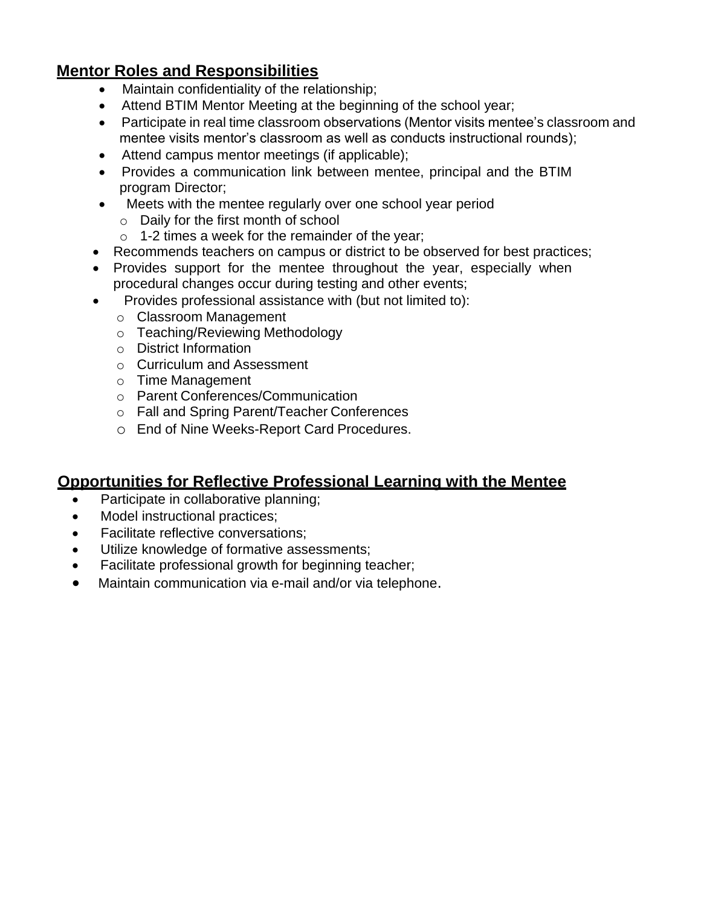## Mentor Roles and Responsibilities

- Maintain confidentiality of the relationship;
- Attend BTIM Mentor Meeting at the beginning of the school year;
- Participate in real time classroom observations (Mentor visits mentee's classroom and mentee visits mentor's classroom as well as conducts instructional rounds);
- Attend campus mentor meetings (if applicable);
- Provides a communication link between mentee, principal and the BTIM program Director;
- Meets with the mentee regularly over one school year period
  - Daily for the first month of school
  - 1-2 times a week for the remainder of the year;
- Recommends teachers on campus or district to be observed for best practices;
- Provides support for the mentee throughout the year, especially when procedural changes occur during testing and other events;
- Provides professional assistance with (but not limited to):
  - Classroom Management
  - Teaching/Reviewing Methodology
  - District Information
  - Curriculum and Assessment
  - Time Management
  - Parent Conferences/Communication
  - Fall and Spring Parent/Teacher Conferences
  - End of Nine Weeks-Report Card Procedures.

## Opportunities for Reflective Professional Learning with the Mentee

- Participate in collaborative planning;
- Model instructional practices;
- Facilitate reflective conversations;
- Utilize knowledge of formative assessments;
- Facilitate professional growth for beginning teacher;
- Maintain communication via e-mail and/or via telephone.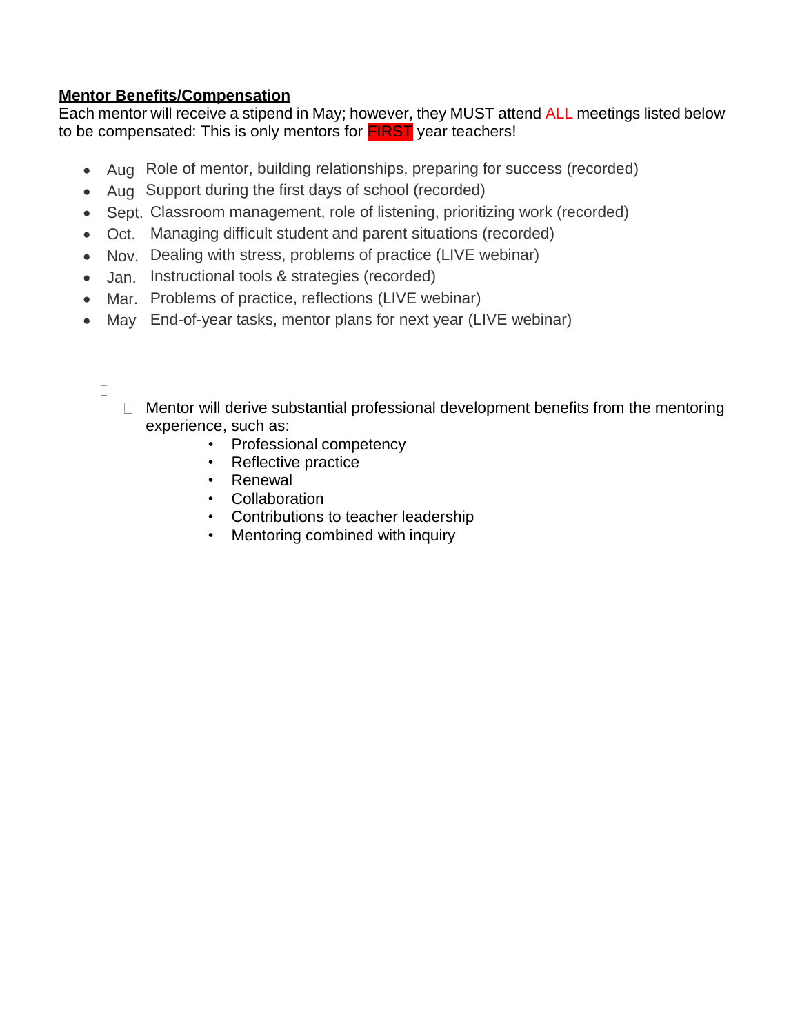**Mentor Benefits/Compensation**

Each mentor will receive a stipend in May; however, they MUST attend ALL meetings listed below to be compensated: This is only mentors for FIRST year teachers!

- Aug Role of mentor, building relationships, preparing for success (recorded)
- Aug Support during the first days of school (recorded)
- Sept. Classroom management, role of listening, prioritizing work (recorded)
- Oct. Managing difficult student and parent situations (recorded)
- Nov. Dealing with stress, problems of practice (LIVE webinar)
- Jan. Instructional tools & strategies (recorded)
- Mar. Problems of practice, reflections (LIVE webinar)
- May End-of-year tasks, mentor plans for next year (LIVE webinar)

- Mentor will derive substantial professional development benefits from the mentoring experience, such as:
  - Professional competency
  - Reflective practice
  - Renewal
  - Collaboration
  - Contributions to teacher leadership
  - Mentoring combined with inquiry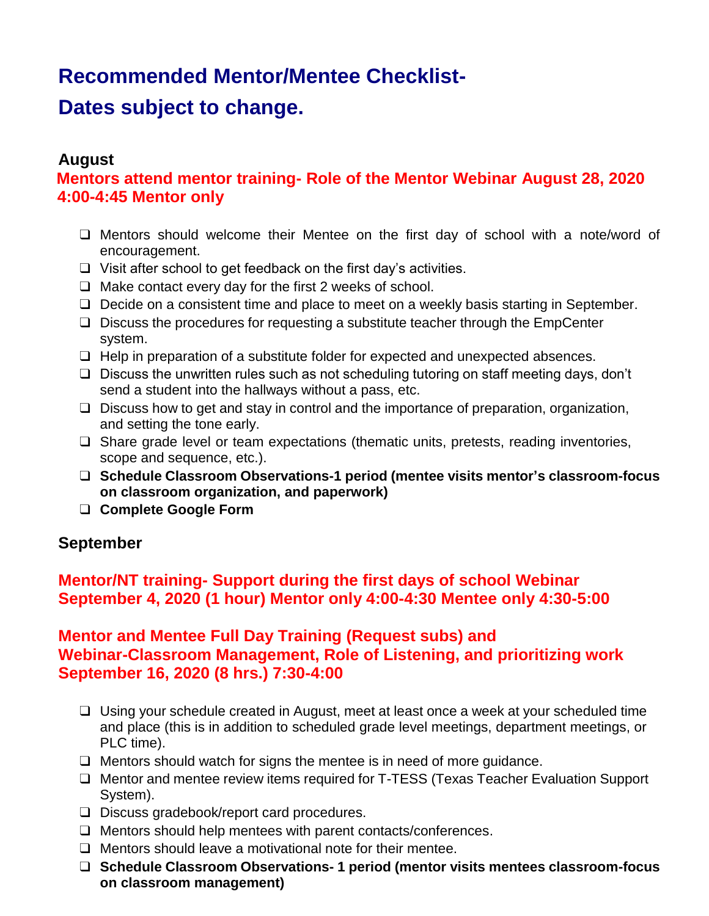# Recommended Mentor/Mentee Checklist-

# Dates subject to change.

### August

**Mentors attend mentor training- Role of the Mentor Webinar August 28, 2020 4:00-4:45 Mentor only**

- ❑ Mentors should welcome their Mentee on the first day of school with a note/word of encouragement.
- ❑ Visit after school to get feedback on the first day's activities.
- ❑ Make contact every day for the first 2 weeks of school.
- ❑ Decide on a consistent time and place to meet on a weekly basis starting in September.
- ❑ Discuss the procedures for requesting a substitute teacher through the EmpCenter system.
- ❑ Help in preparation of a substitute folder for expected and unexpected absences.
- ❑ Discuss the unwritten rules such as not scheduling tutoring on staff meeting days, don't send a student into the hallways without a pass, etc.
- ❑ Discuss how to get and stay in control and the importance of preparation, organization, and setting the tone early.
- ❑ Share grade level or team expectations (thematic units, pretests, reading inventories, scope and sequence, etc.).
- ❑ **Schedule Classroom Observations-1 period (mentee visits mentor's classroom-focus on classroom organization, and paperwork)**
- ❑ **Complete Google Form**

### September

**Mentor/NT training- Support during the first days of school Webinar September 4, 2020 (1 hour) Mentor only 4:00-4:30 Mentee only 4:30-5:00**

**Mentor and Mentee Full Day Training (Request subs) and Webinar-Classroom Management, Role of Listening, and prioritizing work September 16, 2020 (8 hrs.) 7:30-4:00**

- ❑ Using your schedule created in August, meet at least once a week at your scheduled time and place (this is in addition to scheduled grade level meetings, department meetings, or PLC time).
- ❑ Mentors should watch for signs the mentee is in need of more guidance.
- ❑ Mentor and mentee review items required for T-TESS (Texas Teacher Evaluation Support System).
- ❑ Discuss gradebook/report card procedures.
- ❑ Mentors should help mentees with parent contacts/conferences.
- ❑ Mentors should leave a motivational note for their mentee.
- ❑ **Schedule Classroom Observations- 1 period (mentor visits mentees classroom-focus on classroom management)**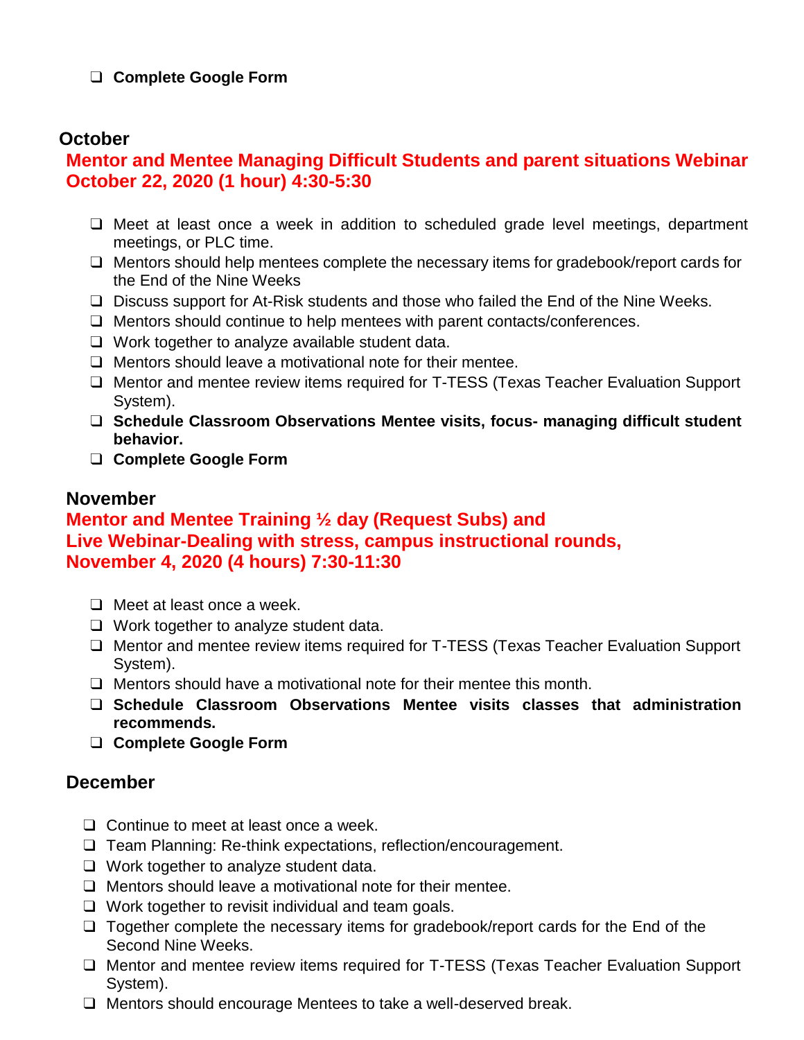- [ ] **Complete Google Form**

## October

### Mentor and Mentee Managing Difficult Students and parent situations Webinar October 22, 2020 (1 hour) 4:30-5:30

- [ ] Meet at least once a week in addition to scheduled grade level meetings, department meetings, or PLC time.
- [ ] Mentors should help mentees complete the necessary items for gradebook/report cards for the End of the Nine Weeks
- [ ] Discuss support for At-Risk students and those who failed the End of the Nine Weeks.
- [ ] Mentors should continue to help mentees with parent contacts/conferences.
- [ ] Work together to analyze available student data.
- [ ] Mentors should leave a motivational note for their mentee.
- [ ] Mentor and mentee review items required for T-TESS (Texas Teacher Evaluation Support System).
- [ ] **Schedule Classroom Observations Mentee visits, focus- managing difficult student behavior.**
- [ ] **Complete Google Form**

## November

### Mentor and Mentee Training ½ day (Request Subs) and Live Webinar-Dealing with stress, campus instructional rounds, November 4, 2020 (4 hours) 7:30-11:30

- [ ] Meet at least once a week.
- [ ] Work together to analyze student data.
- [ ] Mentor and mentee review items required for T-TESS (Texas Teacher Evaluation Support System).
- [ ] Mentors should have a motivational note for their mentee this month.
- [ ] **Schedule Classroom Observations Mentee visits classes that administration recommends.**
- [ ] **Complete Google Form**

## December

- [ ] Continue to meet at least once a week.
- [ ] Team Planning: Re-think expectations, reflection/encouragement.
- [ ] Work together to analyze student data.
- [ ] Mentors should leave a motivational note for their mentee.
- [ ] Work together to revisit individual and team goals.
- [ ] Together complete the necessary items for gradebook/report cards for the End of the Second Nine Weeks.
- [ ] Mentor and mentee review items required for T-TESS (Texas Teacher Evaluation Support System).
- [ ] Mentors should encourage Mentees to take a well-deserved break.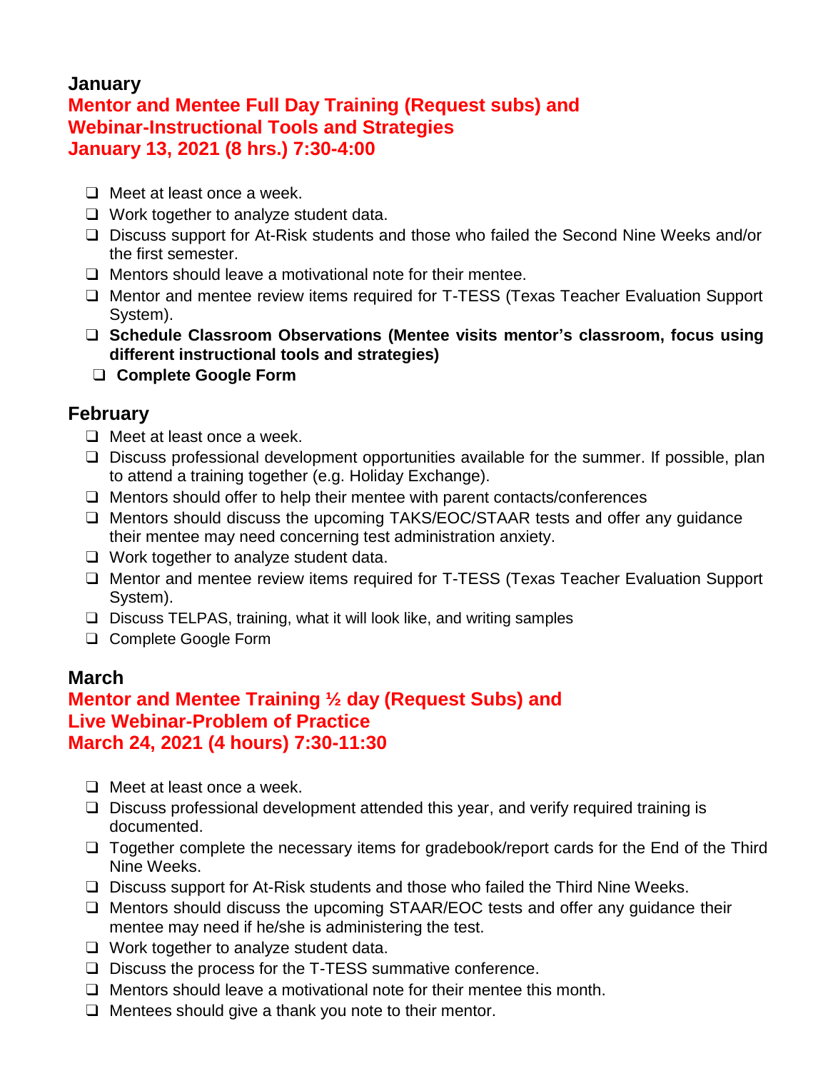## January

**Mentor and Mentee Full Day Training (Request subs) and Webinar-Instructional Tools and Strategies**
**January 13, 2021 (8 hrs.) 7:30-4:00**

- ❑ Meet at least once a week.
- ❑ Work together to analyze student data.
- ❑ Discuss support for At-Risk students and those who failed the Second Nine Weeks and/or the first semester.
- ❑ Mentors should leave a motivational note for their mentee.
- ❑ Mentor and mentee review items required for T-TESS (Texas Teacher Evaluation Support System).
- ❑ **Schedule Classroom Observations (Mentee visits mentor's classroom, focus using different instructional tools and strategies)**
- ❑ **Complete Google Form**

## February

- ❑ Meet at least once a week.
- ❑ Discuss professional development opportunities available for the summer. If possible, plan to attend a training together (e.g. Holiday Exchange).
- ❑ Mentors should offer to help their mentee with parent contacts/conferences
- ❑ Mentors should discuss the upcoming TAKS/EOC/STAAR tests and offer any guidance their mentee may need concerning test administration anxiety.
- ❑ Work together to analyze student data.
- ❑ Mentor and mentee review items required for T-TESS (Texas Teacher Evaluation Support System).
- ❑ Discuss TELPAS, training, what it will look like, and writing samples
- ❑ Complete Google Form

## March

**Mentor and Mentee Training ½ day (Request Subs) and Live Webinar-Problem of Practice**
**March 24, 2021 (4 hours) 7:30-11:30**

- ❑ Meet at least once a week.
- ❑ Discuss professional development attended this year, and verify required training is documented.
- ❑ Together complete the necessary items for gradebook/report cards for the End of the Third Nine Weeks.
- ❑ Discuss support for At-Risk students and those who failed the Third Nine Weeks.
- ❑ Mentors should discuss the upcoming STAAR/EOC tests and offer any guidance their mentee may need if he/she is administering the test.
- ❑ Work together to analyze student data.
- ❑ Discuss the process for the T-TESS summative conference.
- ❑ Mentors should leave a motivational note for their mentee this month.
- ❑ Mentees should give a thank you note to their mentor.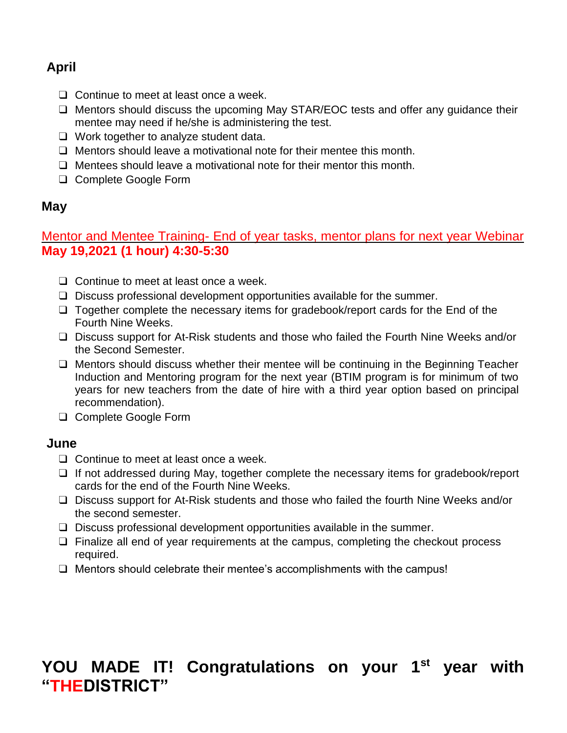## April

- ❑ Continue to meet at least once a week.
- ❑ Mentors should discuss the upcoming May STAR/EOC tests and offer any guidance their mentee may need if he/she is administering the test.
- ❑ Work together to analyze student data.
- ❑ Mentors should leave a motivational note for their mentee this month.
- ❑ Mentees should leave a motivational note for their mentor this month.
- ❑ Complete Google Form

## May

Mentor and Mentee Training- End of year tasks, mentor plans for next year Webinar
**May 19,2021 (1 hour) 4:30-5:30**

- ❑ Continue to meet at least once a week.
- ❑ Discuss professional development opportunities available for the summer.
- ❑ Together complete the necessary items for gradebook/report cards for the End of the Fourth Nine Weeks.
- ❑ Discuss support for At-Risk students and those who failed the Fourth Nine Weeks and/or the Second Semester.
- ❑ Mentors should discuss whether their mentee will be continuing in the Beginning Teacher Induction and Mentoring program for the next year (BTIM program is for minimum of two years for new teachers from the date of hire with a third year option based on principal recommendation).
- ❑ Complete Google Form

## June

- ❑ Continue to meet at least once a week.
- ❑ If not addressed during May, together complete the necessary items for gradebook/report cards for the end of the Fourth Nine Weeks.
- ❑ Discuss support for At-Risk students and those who failed the fourth Nine Weeks and/or the second semester.
- ❑ Discuss professional development opportunities available in the summer.
- ❑ Finalize all end of year requirements at the campus, completing the checkout process required.
- ❑ Mentors should celebrate their mentee's accomplishments with the campus!

# YOU MADE IT! Congratulations on your 1st year with "THEDISTRICT"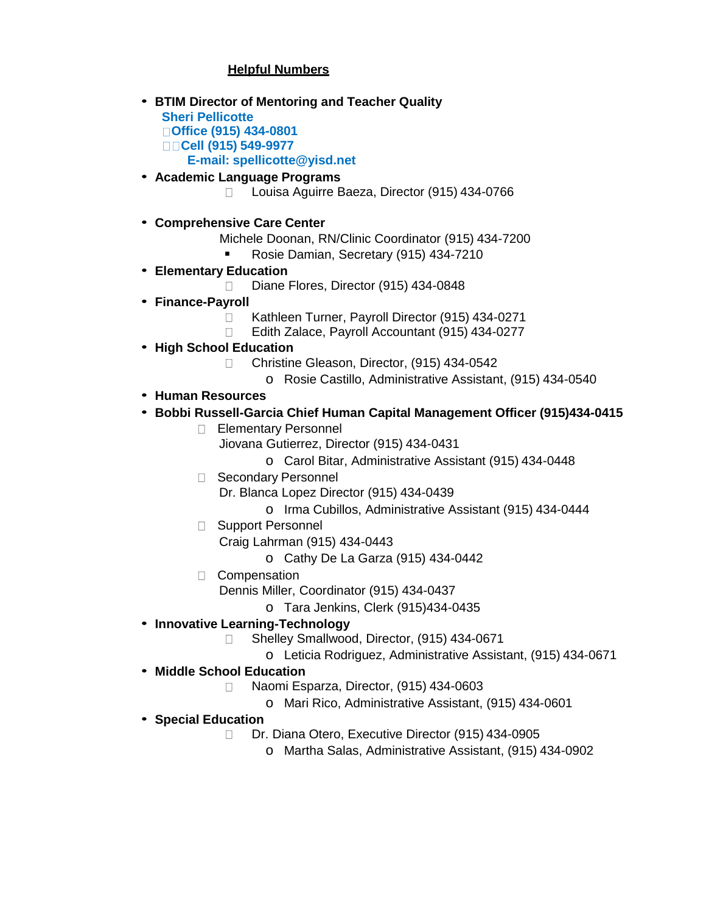## Helpful Numbers

- **BTIM Director of Mentoring and Teacher Quality**
  **Sheri Pellicotte**
  **Office (915) 434-0801**
  **Cell (915) 549-9977**
  **E-mail: spellicotte@yisd.net**
- **Academic Language Programs**
  - Louisa Aguirre Baeza, Director (915) 434-0766
- **Comprehensive Care Center**
  Michele Doonan, RN/Clinic Coordinator (915) 434-7200
  - Rosie Damian, Secretary (915) 434-7210
- **Elementary Education**
  - Diane Flores, Director (915) 434-0848
- **Finance-Payroll**
  - Kathleen Turner, Payroll Director (915) 434-0271
  - Edith Zalace, Payroll Accountant (915) 434-0277
- **High School Education**
  - Christine Gleason, Director, (915) 434-0542
    - Rosie Castillo, Administrative Assistant, (915) 434-0540
- **Human Resources**
- **Bobbi Russell-Garcia Chief Human Capital Management Officer (915)434-0415**
  - Elementary Personnel
    Jiovana Gutierrez, Director (915) 434-0431
    - Carol Bitar, Administrative Assistant (915) 434-0448
  - Secondary Personnel
    Dr. Blanca Lopez Director (915) 434-0439
    - Irma Cubillos, Administrative Assistant (915) 434-0444
  - Support Personnel
    Craig Lahrman (915) 434-0443
    - Cathy De La Garza (915) 434-0442
  - Compensation
    Dennis Miller, Coordinator (915) 434-0437
    - Tara Jenkins, Clerk (915)434-0435
- **Innovative Learning-Technology**
  - Shelley Smallwood, Director, (915) 434-0671
    - Leticia Rodriguez, Administrative Assistant, (915) 434-0671
- **Middle School Education**
  - Naomi Esparza, Director, (915) 434-0603
    - Mari Rico, Administrative Assistant, (915) 434-0601
- **Special Education**
  - Dr. Diana Otero, Executive Director (915) 434-0905
    - Martha Salas, Administrative Assistant, (915) 434-0902